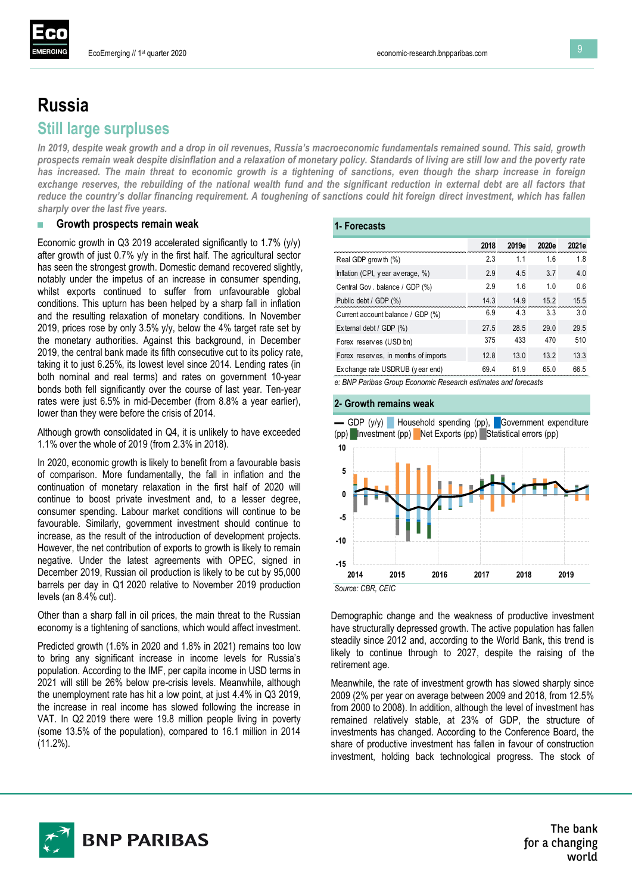# Russia

## Still large surpluses

*In 2019, despite weak growth and a drop in oil revenues, Russia's macroeconomic fundamentals remained sound. This said, growth prospects remain weak despite disinflation and a relaxation of monetary policy. Standards of living are still low and the poverty rate has increased. The main threat to economic growth is a tightening of sanctions, even though the sharp increase in foreign exchange reserves, the rebuilding of the national wealth fund and the significant reduction in external debt are all factors that reduce the country's dollar financing requirement. A toughening of sanctions could hit foreign direct investment, which has fallen sharply over the last five years.*

### Growth prospects remain weak

Economic growth in Q3 2019 accelerated significantly to 1.7% (y/y) after growth of just 0.7% y/y in the first half. The agricultural sector has seen the strongest growth. Domestic demand recovered slightly, notably under the impetus of an increase in consumer spending, whilst exports continued to suffer from unfavourable global conditions. This upturn has been helped by a sharp fall in inflation and the resulting relaxation of monetary conditions. In November 2019, prices rose by only 3.5% y/y, below the 4% target rate set by the monetary authorities. Against this background, in December 2019, the central bank made its fifth consecutive cut to its policy rate, taking it to just 6.25%, its lowest level since 2014. Lending rates (in both nominal and real terms) and rates on government 10-year bonds both fell significantly over the course of last year. Ten-year rates were just 6.5% in mid-December (from 8.8% a year earlier), lower than they were before the crisis of 2014.

Although growth consolidated in Q4, it is unlikely to have exceeded 1.1% over the whole of 2019 (from 2.3% in 2018).

In 2020, economic growth is likely to benefit from a favourable basis of comparison. More fundamentally, the fall in inflation and the continuation of monetary relaxation in the first half of 2020 will continue to boost private investment and, to a lesser degree, consumer spending. Labour market conditions will continue to be favourable. Similarly, government investment should continue to increase, as the result of the introduction of development projects. However, the net contribution of exports to growth is likely to remain negative. Under the latest agreements with OPEC, signed in December 2019, Russian oil production is likely to be cut by 95,000 barrels per day in Q1 2020 relative to November 2019 production levels (an 8.4% cut).

Other than a sharp fall in oil prices, the main threat to the Russian economy is a tightening of sanctions, which would affect investment.

Predicted growth (1.6% in 2020 and 1.8% in 2021) remains too low to bring any significant increase in income levels for Russia's population. According to the IMF, per capita income in USD terms in 2021 will still be 26% below pre-crisis levels. Meanwhile, although the unemployment rate has hit a low point, at just 4.4% in Q3 2019, the increase in real income has slowed following the increase in VAT. In Q2 2019 there were 19.8 million people living in poverty (some 13.5% of the population), compared to 16.1 million in 2014 (11.2%).

**1- Forecasts**

| | 2018 | 2019e | 2020e | 2021e |
|---|---|---|---|---|
| Real GDP growth (%) | 2.3 | 1.1 | 1.6 | 1.8 |
| Inflation (CPI, year average, %) | 2.9 | 4.5 | 3.7 | 4.0 |
| Central Gov. balance / GDP (%) | 2.9 | 1.6 | 1.0 | 0.6 |
| Public debt / GDP (%) | 14.3 | 14.9 | 15.2 | 15.5 |
| Current account balance / GDP (%) | 6.9 | 4.3 | 3.3 | 3.0 |
| External debt / GDP (%) | 27.5 | 28.5 | 29.0 | 29.5 |
| Forex reserves (USD bn) | 375 | 433 | 470 | 510 |
| Forex reserves, in months of imports | 12.8 | 13.0 | 13.2 | 13.3 |
| Exchange rate USDRUB (year end) | 69.4 | 61.9 | 65.0 | 66.5 |

*e: BNP Paribas Group Economic Research estimates and forecasts*

**2- Growth remains weak**

— GDP (y/y) ■ Household spending (pp), ■ Government expenditure (pp) ■ Investment (pp) ■ Net Exports (pp) ■ Statistical errors (pp)

*Source: CBR, CEIC*

Demographic change and the weakness of productive investment have structurally depressed growth. The active population has fallen steadily since 2012 and, according to the World Bank, this trend is likely to continue through to 2027, despite the raising of the retirement age.

Meanwhile, the rate of investment growth has slowed sharply since 2009 (2% per year on average between 2009 and 2018, from 12.5% from 2000 to 2008). In addition, although the level of investment has remained relatively stable, at 23% of GDP, the structure of investments has changed. According to the Conference Board, the share of productive investment has fallen in favour of construction investment, holding back technological progress. The stock of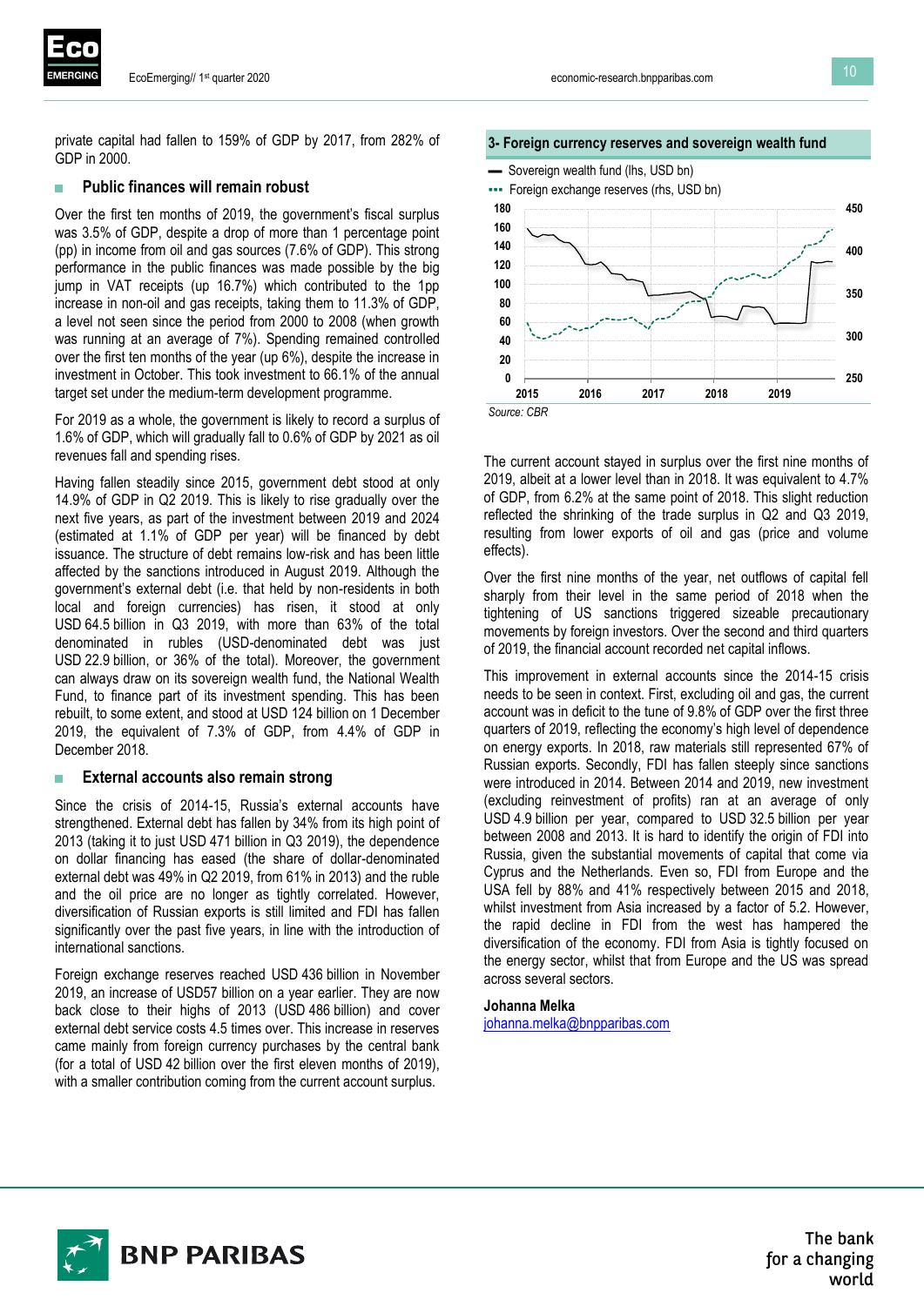private capital had fallen to 159% of GDP by 2017, from 282% of GDP in 2000.

## Public finances will remain robust

Over the first ten months of 2019, the government's fiscal surplus was 3.5% of GDP, despite a drop of more than 1 percentage point (pp) in income from oil and gas sources (7.6% of GDP). This strong performance in the public finances was made possible by the big jump in VAT receipts (up 16.7%) which contributed to the 1pp increase in non-oil and gas receipts, taking them to 11.3% of GDP, a level not seen since the period from 2000 to 2008 (when growth was running at an average of 7%). Spending remained controlled over the first ten months of the year (up 6%), despite the increase in investment in October. This took investment to 66.1% of the annual target set under the medium-term development programme.

For 2019 as a whole, the government is likely to record a surplus of 1.6% of GDP, which will gradually fall to 0.6% of GDP by 2021 as oil revenues fall and spending rises.

Having fallen steadily since 2015, government debt stood at only 14.9% of GDP in Q2 2019. This is likely to rise gradually over the next five years, as part of the investment between 2019 and 2024 (estimated at 1.1% of GDP per year) will be financed by debt issuance. The structure of debt remains low-risk and has been little affected by the sanctions introduced in August 2019. Although the government's external debt (i.e. that held by non-residents in both local and foreign currencies) has risen, it stood at only USD 64.5 billion in Q3 2019, with more than 63% of the total denominated in rubles (USD-denominated debt was just USD 22.9 billion, or 36% of the total). Moreover, the government can always draw on its sovereign wealth fund, the National Wealth Fund, to finance part of its investment spending. This has been rebuilt, to some extent, and stood at USD 124 billion on 1 December 2019, the equivalent of 7.3% of GDP, from 4.4% of GDP in December 2018.

## External accounts also remain strong

Since the crisis of 2014-15, Russia's external accounts have strengthened. External debt has fallen by 34% from its high point of 2013 (taking it to just USD 471 billion in Q3 2019), the dependence on dollar financing has eased (the share of dollar-denominated external debt was 49% in Q2 2019, from 61% in 2013) and the ruble and the oil price are no longer as tightly correlated. However, diversification of Russian exports is still limited and FDI has fallen significantly over the past five years, in line with the introduction of international sanctions.

Foreign exchange reserves reached USD 436 billion in November 2019, an increase of USD57 billion on a year earlier. They are now back close to their highs of 2013 (USD 486 billion) and cover external debt service costs 4.5 times over. This increase in reserves came mainly from foreign currency purchases by the central bank (for a total of USD 42 billion over the first eleven months of 2019), with a smaller contribution coming from the current account surplus.

**3- Foreign currency reserves and sovereign wealth fund**

Sovereign wealth fund (lhs, USD bn)
Foreign exchange reserves (rhs, USD bn)

180, 160, 140, 120, 100, 80, 60, 40, 20, 0
450, 400, 350, 300, 250
2015, 2016, 2017, 2018, 2019

*Source: CBR*

The current account stayed in surplus over the first nine months of 2019, albeit at a lower level than in 2018. It was equivalent to 4.7% of GDP, from 6.2% at the same point of 2018. This slight reduction reflected the shrinking of the trade surplus in Q2 and Q3 2019, resulting from lower exports of oil and gas (price and volume effects).

Over the first nine months of the year, net outflows of capital fell sharply from their level in the same period of 2018 when the tightening of US sanctions triggered sizeable precautionary movements by foreign investors. Over the second and third quarters of 2019, the financial account recorded net capital inflows.

This improvement in external accounts since the 2014-15 crisis needs to be seen in context. First, excluding oil and gas, the current account was in deficit to the tune of 9.8% of GDP over the first three quarters of 2019, reflecting the economy's high level of dependence on energy exports. In 2018, raw materials still represented 67% of Russian exports. Secondly, FDI has fallen steeply since sanctions were introduced in 2014. Between 2014 and 2019, new investment (excluding reinvestment of profits) ran at an average of only USD 4.9 billion per year, compared to USD 32.5 billion per year between 2008 and 2013. It is hard to identify the origin of FDI into Russia, given the substantial movements of capital that come via Cyprus and the Netherlands. Even so, FDI from Europe and the USA fell by 88% and 41% respectively between 2015 and 2018, whilst investment from Asia increased by a factor of 5.2. However, the rapid decline in FDI from the west has hampered the diversification of the economy. FDI from Asia is tightly focused on the energy sector, whilst that from Europe and the US was spread across several sectors.

**Johanna Melka**
johanna.melka@bnpparibas.com